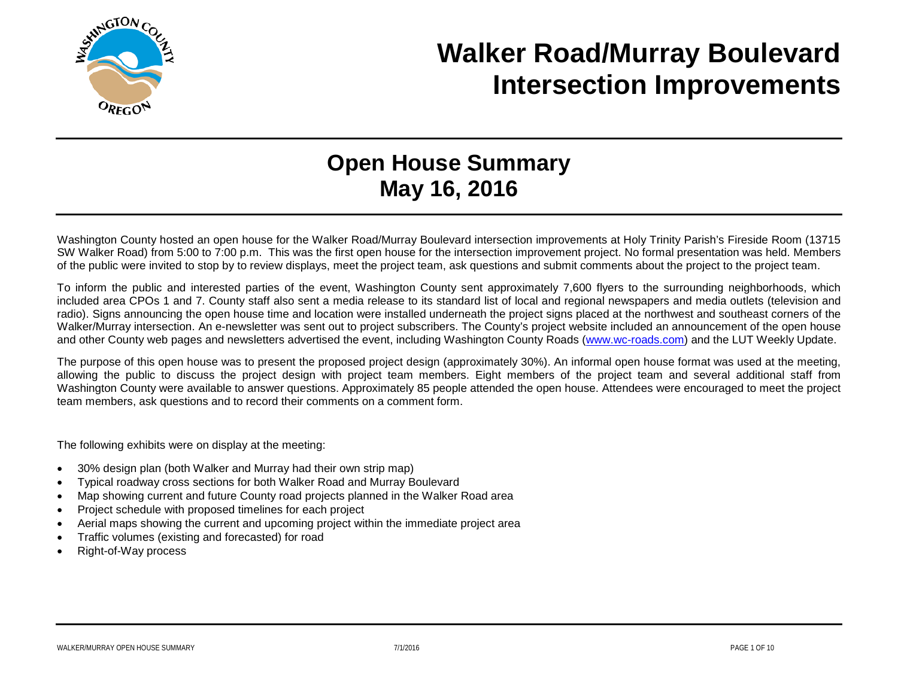# Walker Road/Murray Boulevard Intersection Improvements

## Open House Summary
## May 16, 2016

Washington County hosted an open house for the Walker Road/Murray Boulevard intersection improvements at Holy Trinity Parish's Fireside Room (13715 SW Walker Road) from 5:00 to 7:00 p.m. This was the first open house for the intersection improvement project. No formal presentation was held. Members of the public were invited to stop by to review displays, meet the project team, ask questions and submit comments about the project to the project team.

To inform the public and interested parties of the event, Washington County sent approximately 7,600 flyers to the surrounding neighborhoods, which included area CPOs 1 and 7. County staff also sent a media release to its standard list of local and regional newspapers and media outlets (television and radio). Signs announcing the open house time and location were installed underneath the project signs placed at the northwest and southeast corners of the Walker/Murray intersection. An e-newsletter was sent out to project subscribers. The County's project website included an announcement of the open house and other County web pages and newsletters advertised the event, including Washington County Roads (www.wc-roads.com) and the LUT Weekly Update.

The purpose of this open house was to present the proposed project design (approximately 30%). An informal open house format was used at the meeting, allowing the public to discuss the project design with project team members. Eight members of the project team and several additional staff from Washington County were available to answer questions. Approximately 85 people attended the open house. Attendees were encouraged to meet the project team members, ask questions and to record their comments on a comment form.

The following exhibits were on display at the meeting:

- 30% design plan (both Walker and Murray had their own strip map)
- Typical roadway cross sections for both Walker Road and Murray Boulevard
- Map showing current and future County road projects planned in the Walker Road area
- Project schedule with proposed timelines for each project
- Aerial maps showing the current and upcoming project within the immediate project area
- Traffic volumes (existing and forecasted) for road
- Right-of-Way process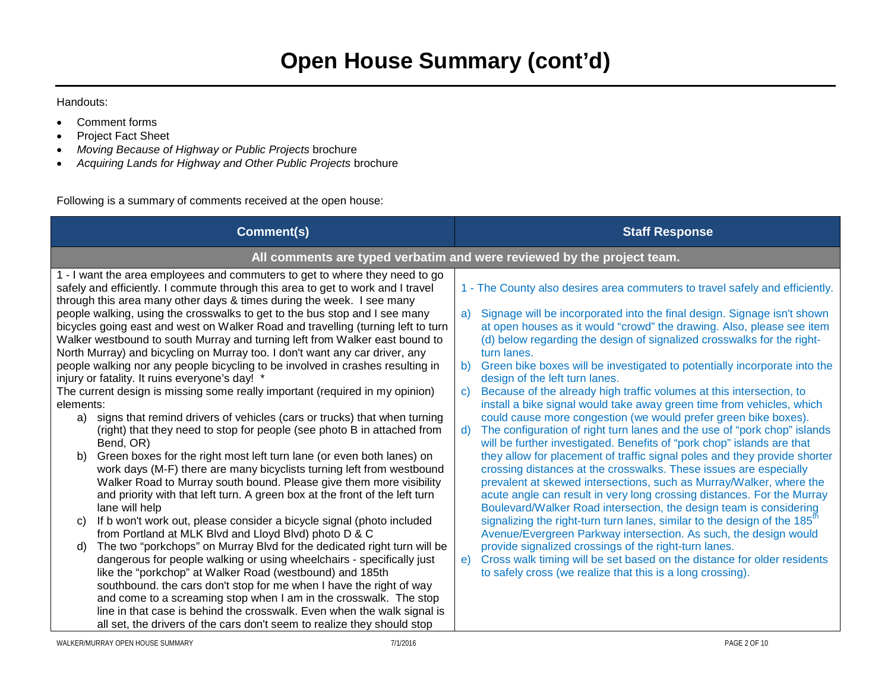# Open House Summary (cont'd)

Handouts:

- Comment forms
- Project Fact Sheet
- *Moving Because of Highway or Public Projects* brochure
- *Acquiring Lands for Highway and Other Public Projects* brochure

Following is a summary of comments received at the open house:

| Comment(s) | Staff Response |
|---|---|
| **All comments are typed verbatim and were reviewed by the project team.** | |
| 1 - I want the area employees and commuters to get to where they need to go safely and efficiently. I commute through this area to get to work and I travel through this area many other days & times during the week. I see many people walking, using the crosswalks to get to the bus stop and I see many bicycles going east and west on Walker Road and travelling (turning left to turn Walker westbound to south Murray and turning left from Walker east bound to North Murray) and bicycling on Murray too. I don't want any car driver, any people walking nor any people bicycling to be involved in crashes resulting in injury or fatality. It ruins everyone's day! * <br>The current design is missing some really important (required in my opinion) elements: <br>a) signs that remind drivers of vehicles (cars or trucks) that when turning (right) that they need to stop for people (see photo B in attached from Bend, OR) <br>b) Green boxes for the right most left turn lane (or even both lanes) on work days (M-F) there are many bicyclists turning left from westbound Walker Road to Murray south bound. Please give them more visibility and priority with that left turn. A green box at the front of the left turn lane will help <br>c) If b won't work out, please consider a bicycle signal (photo included from Portland at MLK Blvd and Lloyd Blvd) photo D & C <br>d) The two "porkchops" on Murray Blvd for the dedicated right turn will be dangerous for people walking or using wheelchairs - specifically just like the "porkchop" at Walker Road (westbound) and 185th southbound. the cars don't stop for me when I have the right of way and come to a screaming stop when I am in the crosswalk. The stop line in that case is behind the crosswalk. Even when the walk signal is all set, the drivers of the cars don't seem to realize they should stop | 1 - The County also desires area commuters to travel safely and efficiently. <br>a) Signage will be incorporated into the final design. Signage isn't shown at open houses as it would "crowd" the drawing. Also, please see item (d) below regarding the design of signalized crosswalks for the right-turn lanes. <br>b) Green bike boxes will be investigated to potentially incorporate into the design of the left turn lanes. <br>c) Because of the already high traffic volumes at this intersection, to install a bike signal would take away green time from vehicles, which could cause more congestion (we would prefer green bike boxes). <br>d) The configuration of right turn lanes and the use of "pork chop" islands will be further investigated. Benefits of "pork chop" islands are that they allow for placement of traffic signal poles and they provide shorter crossing distances at the crosswalks. These issues are especially prevalent at skewed intersections, such as Murray/Walker, where the acute angle can result in very long crossing distances. For the Murray Boulevard/Walker Road intersection, the design team is considering signalizing the right-turn turn lanes, similar to the design of the 185th Avenue/Evergreen Parkway intersection. As such, the design would provide signalized crossings of the right-turn lanes. <br>e) Cross walk timing will be set based on the distance for older residents to safely cross (we realize that this is a long crossing). |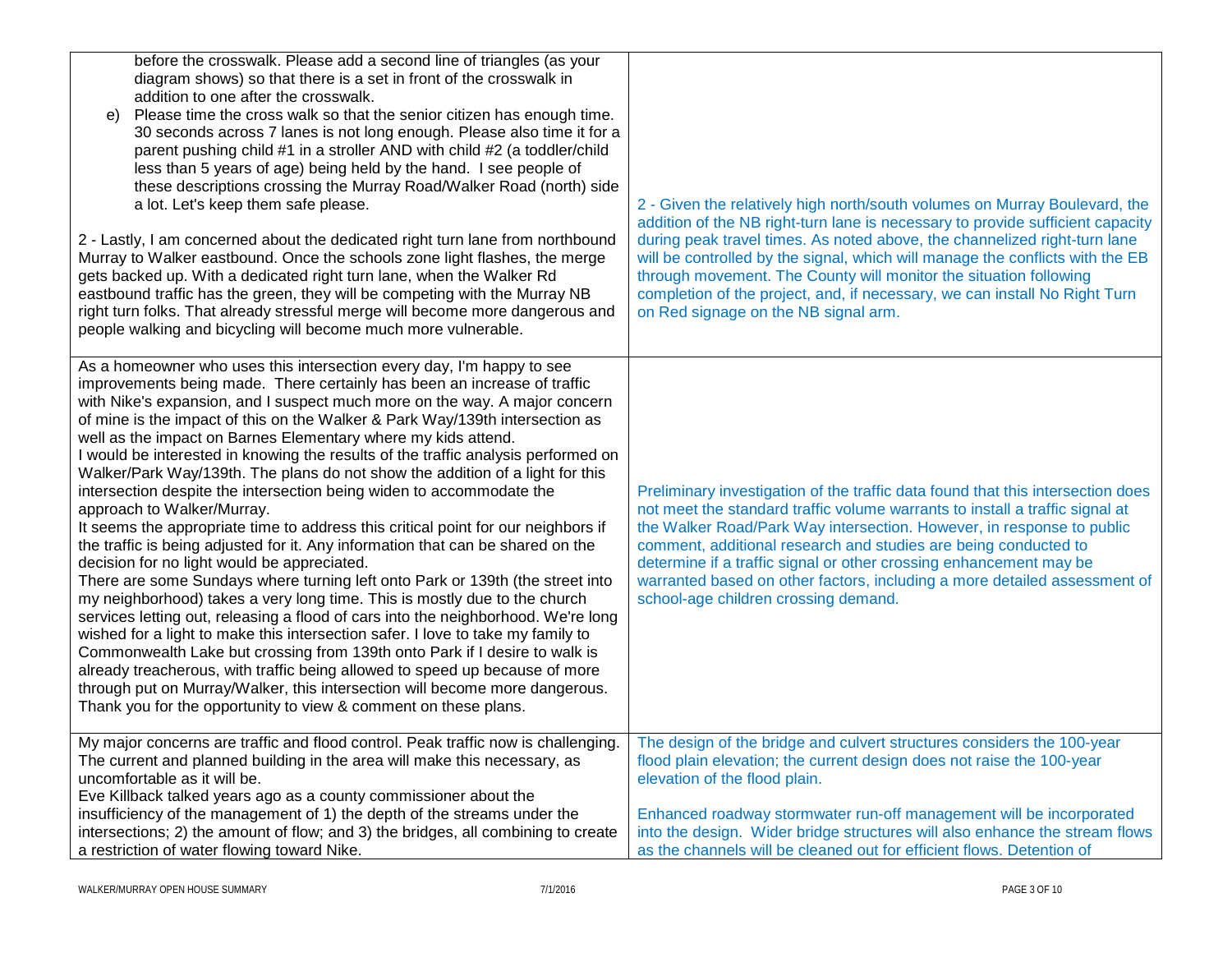| | |
|---|---|
| before the crosswalk. Please add a second line of triangles (as your diagram shows) so that there is a set in front of the crosswalk in addition to one after the crosswalk.<br>e) Please time the cross walk so that the senior citizen has enough time. 30 seconds across 7 lanes is not long enough. Please also time it for a parent pushing child #1 in a stroller AND with child #2 (a toddler/child less than 5 years of age) being held by the hand. I see people of these descriptions crossing the Murray Road/Walker Road (north) side a lot. Let's keep them safe please.<br><br>2 - Lastly, I am concerned about the dedicated right turn lane from northbound Murray to Walker eastbound. Once the schools zone light flashes, the merge gets backed up. With a dedicated right turn lane, when the Walker Rd eastbound traffic has the green, they will be competing with the Murray NB right turn folks. That already stressful merge will become more dangerous and people walking and bicycling will become much more vulnerable. | 2 - Given the relatively high north/south volumes on Murray Boulevard, the addition of the NB right-turn lane is necessary to provide sufficient capacity during peak travel times. As noted above, the channelized right-turn lane will be controlled by the signal, which will manage the conflicts with the EB through movement. The County will monitor the situation following completion of the project, and, if necessary, we can install No Right Turn on Red signage on the NB signal arm. |
| As a homeowner who uses this intersection every day, I'm happy to see improvements being made. There certainly has been an increase of traffic with Nike's expansion, and I suspect much more on the way. A major concern of mine is the impact of this on the Walker & Park Way/139th intersection as well as the impact on Barnes Elementary where my kids attend.<br>I would be interested in knowing the results of the traffic analysis performed on Walker/Park Way/139th. The plans do not show the addition of a light for this intersection despite the intersection being widen to accommodate the approach to Walker/Murray.<br>It seems the appropriate time to address this critical point for our neighbors if the traffic is being adjusted for it. Any information that can be shared on the decision for no light would be appreciated.<br>There are some Sundays where turning left onto Park or 139th (the street into my neighborhood) takes a very long time. This is mostly due to the church services letting out, releasing a flood of cars into the neighborhood. We're long wished for a light to make this intersection safer. I love to take my family to Commonwealth Lake but crossing from 139th onto Park if I desire to walk is already treacherous, with traffic being allowed to speed up because of more through put on Murray/Walker, this intersection will become more dangerous.<br>Thank you for the opportunity to view & comment on these plans. | Preliminary investigation of the traffic data found that this intersection does not meet the standard traffic volume warrants to install a traffic signal at the Walker Road/Park Way intersection. However, in response to public comment, additional research and studies are being conducted to determine if a traffic signal or other crossing enhancement may be warranted based on other factors, including a more detailed assessment of school-age children crossing demand. |
| My major concerns are traffic and flood control. Peak traffic now is challenging. The current and planned building in the area will make this necessary, as uncomfortable as it will be.<br>Eve Killback talked years ago as a county commissioner about the insufficiency of the management of 1) the depth of the streams under the intersections; 2) the amount of flow; and 3) the bridges, all combining to create a restriction of water flowing toward Nike. | The design of the bridge and culvert structures considers the 100-year flood plain elevation; the current design does not raise the 100-year elevation of the flood plain.<br><br>Enhanced roadway stormwater run-off management will be incorporated into the design. Wider bridge structures will also enhance the stream flows as the channels will be cleaned out for efficient flows. Detention of |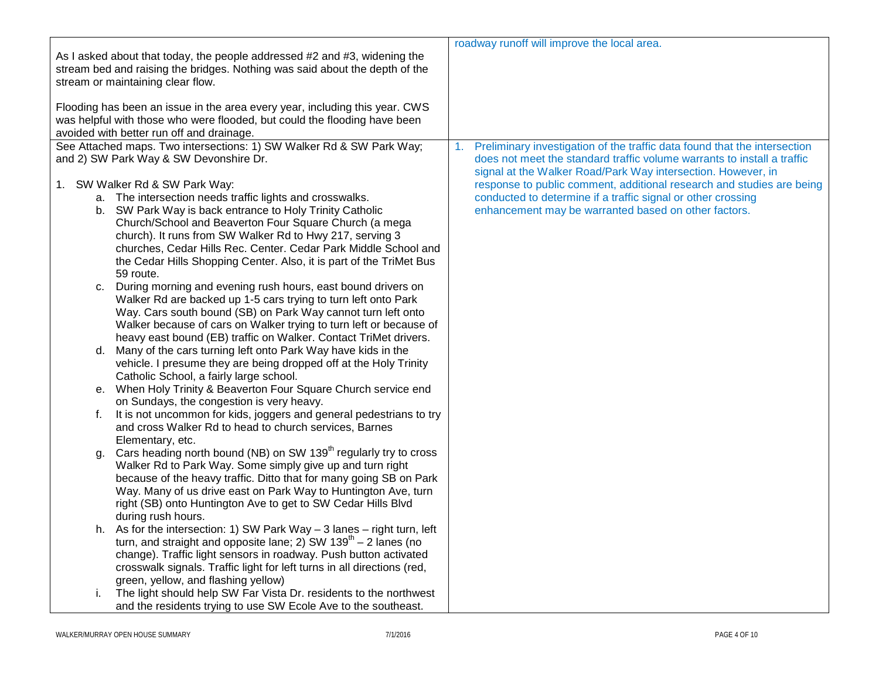| | |
|---|---|
| As I asked about that today, the people addressed #2 and #3, widening the stream bed and raising the bridges. Nothing was said about the depth of the stream or maintaining clear flow.<br><br>Flooding has been an issue in the area every year, including this year. CWS was helpful with those who were flooded, but could the flooding have been avoided with better run off and drainage. | roadway runoff will improve the local area. |
| See Attached maps. Two intersections: 1) SW Walker Rd & SW Park Way; and 2) SW Park Way & SW Devonshire Dr.<br><br>1. SW Walker Rd & SW Park Way:<br>a. The intersection needs traffic lights and crosswalks.<br>b. SW Park Way is back entrance to Holy Trinity Catholic Church/School and Beaverton Four Square Church (a mega church). It runs from SW Walker Rd to Hwy 217, serving 3 churches, Cedar Hills Rec. Center. Cedar Park Middle School and the Cedar Hills Shopping Center. Also, it is part of the TriMet Bus 59 route.<br>c. During morning and evening rush hours, east bound drivers on Walker Rd are backed up 1-5 cars trying to turn left onto Park Way. Cars south bound (SB) on Park Way cannot turn left onto Walker because of cars on Walker trying to turn left or because of heavy east bound (EB) traffic on Walker. Contact TriMet drivers.<br>d. Many of the cars turning left onto Park Way have kids in the vehicle. I presume they are being dropped off at the Holy Trinity Catholic School, a fairly large school.<br>e. When Holy Trinity & Beaverton Four Square Church service end on Sundays, the congestion is very heavy.<br>f. It is not uncommon for kids, joggers and general pedestrians to try and cross Walker Rd to head to church services, Barnes Elementary, etc.<br>g. Cars heading north bound (NB) on SW 139th regularly try to cross Walker Rd to Park Way. Some simply give up and turn right because of the heavy traffic. Ditto that for many going SB on Park Way. Many of us drive east on Park Way to Huntington Ave, turn right (SB) onto Huntington Ave to get to SW Cedar Hills Blvd during rush hours.<br>h. As for the intersection: 1) SW Park Way – 3 lanes – right turn, left turn, and straight and opposite lane; 2) SW 139th – 2 lanes (no change). Traffic light sensors in roadway. Push button activated crosswalk signals. Traffic light for left turns in all directions (red, green, yellow, and flashing yellow)<br>i. The light should help SW Far Vista Dr. residents to the northwest and the residents trying to use SW Ecole Ave to the southeast. | 1. Preliminary investigation of the traffic data found that the intersection does not meet the standard traffic volume warrants to install a traffic signal at the Walker Road/Park Way intersection. However, in response to public comment, additional research and studies are being conducted to determine if a traffic signal or other crossing enhancement may be warranted based on other factors. |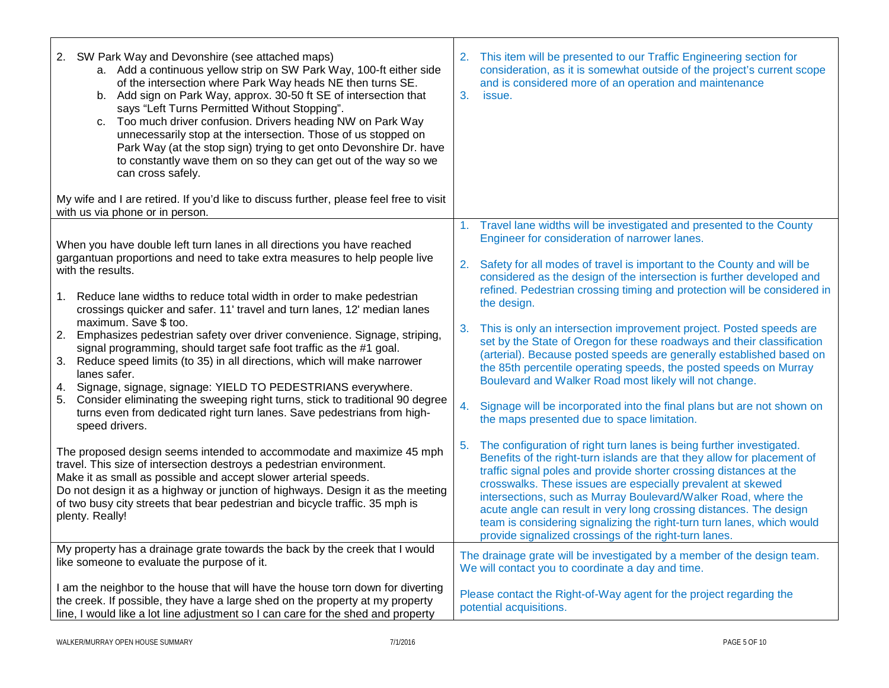| | |
|---|---|
| 2. SW Park Way and Devonshire (see attached maps)<br>a. Add a continuous yellow strip on SW Park Way, 100-ft either side of the intersection where Park Way heads NE then turns SE.<br>b. Add sign on Park Way, approx. 30-50 ft SE of intersection that says "Left Turns Permitted Without Stopping".<br>c. Too much driver confusion. Drivers heading NW on Park Way unnecessarily stop at the intersection. Those of us stopped on Park Way (at the stop sign) trying to get onto Devonshire Dr. have to constantly wave them on so they can get out of the way so we can cross safely.<br><br>My wife and I are retired. If you'd like to discuss further, please feel free to visit with us via phone or in person. | 2. This item will be presented to our Traffic Engineering section for consideration, as it is somewhat outside of the project's current scope and is considered more of an operation and maintenance<br>3. issue. |
| When you have double left turn lanes in all directions you have reached gargantuan proportions and need to take extra measures to help people live with the results.<br><br>1. Reduce lane widths to reduce total width in order to make pedestrian crossings quicker and safer. 11' travel and turn lanes, 12' median lanes maximum. Save $ too.<br>2. Emphasizes pedestrian safety over driver convenience. Signage, striping, signal programming, should target safe foot traffic as the #1 goal.<br>3. Reduce speed limits (to 35) in all directions, which will make narrower lanes safer.<br>4. Signage, signage, signage: YIELD TO PEDESTRIANS everywhere.<br>5. Consider eliminating the sweeping right turns, stick to traditional 90 degree turns even from dedicated right turn lanes. Save pedestrians from high-speed drivers.<br><br>The proposed design seems intended to accommodate and maximize 45 mph travel. This size of intersection destroys a pedestrian environment.<br>Make it as small as possible and accept slower arterial speeds.<br>Do not design it as a highway or junction of highways. Design it as the meeting of two busy city streets that bear pedestrian and bicycle traffic. 35 mph is plenty. Really! | 1. Travel lane widths will be investigated and presented to the County Engineer for consideration of narrower lanes.<br><br>2. Safety for all modes of travel is important to the County and will be considered as the design of the intersection is further developed and refined. Pedestrian crossing timing and protection will be considered in the design.<br><br>3. This is only an intersection improvement project. Posted speeds are set by the State of Oregon for these roadways and their classification (arterial). Because posted speeds are generally established based on the 85th percentile operating speeds, the posted speeds on Murray Boulevard and Walker Road most likely will not change.<br><br>4. Signage will be incorporated into the final plans but are not shown on the maps presented due to space limitation.<br><br>5. The configuration of right turn lanes is being further investigated. Benefits of the right-turn islands are that they allow for placement of traffic signal poles and provide shorter crossing distances at the crosswalks. These issues are especially prevalent at skewed intersections, such as Murray Boulevard/Walker Road, where the acute angle can result in very long crossing distances. The design team is considering signalizing the right-turn turn lanes, which would provide signalized crossings of the right-turn lanes. |
| My property has a drainage grate towards the back by the creek that I would like someone to evaluate the purpose of it.<br><br>I am the neighbor to the house that will have the house torn down for diverting the creek. If possible, they have a large shed on the property at my property line, I would like a lot line adjustment so I can care for the shed and property | The drainage grate will be investigated by a member of the design team. We will contact you to coordinate a day and time.<br><br>Please contact the Right-of-Way agent for the project regarding the potential acquisitions. |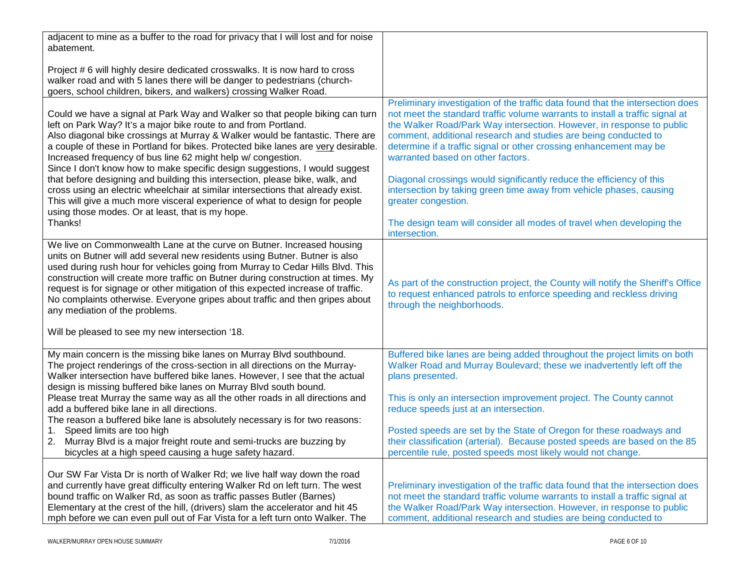| | |
|---|---|
| adjacent to mine as a buffer to the road for privacy that I will lost and for noise abatement.<br><br>Project # 6 will highly desire dedicated crosswalks. It is now hard to cross walker road and with 5 lanes there will be danger to pedestrians (church-goers, school children, bikers, and walkers) crossing Walker Road. | |
| Could we have a signal at Park Way and Walker so that people biking can turn left on Park Way? It's a major bike route to and from Portland.<br>Also diagonal bike crossings at Murray & Walker would be fantastic. There are a couple of these in Portland for bikes. Protected bike lanes are <u>very</u> desirable.<br>Increased frequency of bus line 62 might help w/ congestion.<br>Since I don't know how to make specific design suggestions, I would suggest that before designing and building this intersection, please bike, walk, and cross using an electric wheelchair at similar intersections that already exist. This will give a much more visceral experience of what to design for people using those modes. Or at least, that is my hope.<br>Thanks! | Preliminary investigation of the traffic data found that the intersection does not meet the standard traffic volume warrants to install a traffic signal at the Walker Road/Park Way intersection. However, in response to public comment, additional research and studies are being conducted to determine if a traffic signal or other crossing enhancement may be warranted based on other factors.<br><br>Diagonal crossings would significantly reduce the efficiency of this intersection by taking green time away from vehicle phases, causing greater congestion.<br><br>The design team will consider all modes of travel when developing the intersection. |
| We live on Commonwealth Lane at the curve on Butner. Increased housing units on Butner will add several new residents using Butner. Butner is also used during rush hour for vehicles going from Murray to Cedar Hills Blvd. This construction will create more traffic on Butner during construction at times. My request is for signage or other mitigation of this expected increase of traffic. No complaints otherwise. Everyone gripes about traffic and then gripes about any mediation of the problems.<br><br>Will be pleased to see my new intersection '18. | As part of the construction project, the County will notify the Sheriff's Office to request enhanced patrols to enforce speeding and reckless driving through the neighborhoods. |
| My main concern is the missing bike lanes on Murray Blvd southbound.<br>The project renderings of the cross-section in all directions on the Murray-Walker intersection have buffered bike lanes. However, I see that the actual design is missing buffered bike lanes on Murray Blvd south bound.<br>Please treat Murray the same way as all the other roads in all directions and add a buffered bike lane in all directions.<br>The reason a buffered bike lane is absolutely necessary is for two reasons:<br>1. Speed limits are too high<br>2. Murray Blvd is a major freight route and semi-trucks are buzzing by bicycles at a high speed causing a huge safety hazard. | Buffered bike lanes are being added throughout the project limits on both Walker Road and Murray Boulevard; these we inadvertently left off the plans presented.<br><br>This is only an intersection improvement project. The County cannot reduce speeds just at an intersection.<br><br>Posted speeds are set by the State of Oregon for these roadways and their classification (arterial). Because posted speeds are based on the 85 percentile rule, posted speeds most likely would not change. |
| Our SW Far Vista Dr is north of Walker Rd; we live half way down the road and currently have great difficulty entering Walker Rd on left turn. The west bound traffic on Walker Rd, as soon as traffic passes Butler (Barnes) Elementary at the crest of the hill, (drivers) slam the accelerator and hit 45 mph before we can even pull out of Far Vista for a left turn onto Walker. The | Preliminary investigation of the traffic data found that the intersection does not meet the standard traffic volume warrants to install a traffic signal at the Walker Road/Park Way intersection. However, in response to public comment, additional research and studies are being conducted to |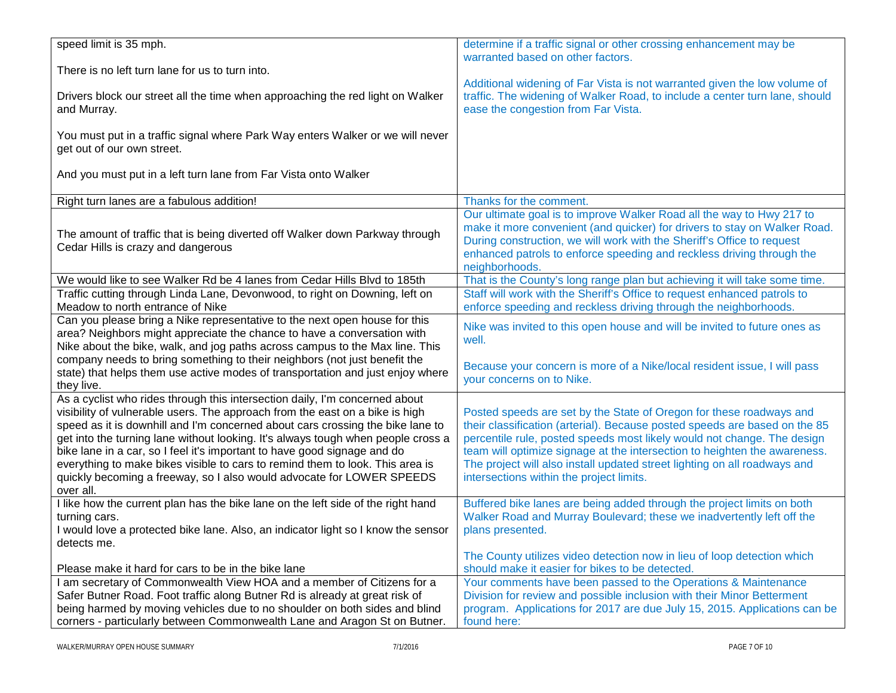| | |
|---|---|
| speed limit is 35 mph.<br><br>There is no left turn lane for us to turn into.<br><br>Drivers block our street all the time when approaching the red light on Walker and Murray.<br><br>You must put in a traffic signal where Park Way enters Walker or we will never get out of our own street.<br><br>And you must put in a left turn lane from Far Vista onto Walker | determine if a traffic signal or other crossing enhancement may be warranted based on other factors.<br><br>Additional widening of Far Vista is not warranted given the low volume of traffic. The widening of Walker Road, to include a center turn lane, should ease the congestion from Far Vista. |
| Right turn lanes are a fabulous addition! | Thanks for the comment. |
| The amount of traffic that is being diverted off Walker down Parkway through Cedar Hills is crazy and dangerous | Our ultimate goal is to improve Walker Road all the way to Hwy 217 to make it more convenient (and quicker) for drivers to stay on Walker Road. During construction, we will work with the Sheriff's Office to request enhanced patrols to enforce speeding and reckless driving through the neighborhoods. |
| We would like to see Walker Rd be 4 lanes from Cedar Hills Blvd to 185th | That is the County's long range plan but achieving it will take some time. |
| Traffic cutting through Linda Lane, Devonwood, to right on Downing, left on Meadow to north entrance of Nike | Staff will work with the Sheriff's Office to request enhanced patrols to enforce speeding and reckless driving through the neighborhoods. |
| Can you please bring a Nike representative to the next open house for this area? Neighbors might appreciate the chance to have a conversation with Nike about the bike, walk, and jog paths across campus to the Max line. This company needs to bring something to their neighbors (not just benefit the state) that helps them use active modes of transportation and just enjoy where they live. | Nike was invited to this open house and will be invited to future ones as well.<br><br>Because your concern is more of a Nike/local resident issue, I will pass your concerns on to Nike. |
| As a cyclist who rides through this intersection daily, I'm concerned about visibility of vulnerable users. The approach from the east on a bike is high speed as it is downhill and I'm concerned about cars crossing the bike lane to get into the turning lane without looking. It's always tough when people cross a bike lane in a car, so I feel it's important to have good signage and do everything to make bikes visible to cars to remind them to look. This area is quickly becoming a freeway, so I also would advocate for LOWER SPEEDS over all. | Posted speeds are set by the State of Oregon for these roadways and their classification (arterial). Because posted speeds are based on the 85 percentile rule, posted speeds most likely would not change. The design team will optimize signage at the intersection to heighten the awareness. The project will also install updated street lighting on all roadways and intersections within the project limits. |
| I like how the current plan has the bike lane on the left side of the right hand turning cars.<br>I would love a protected bike lane. Also, an indicator light so I know the sensor detects me.<br><br>Please make it hard for cars to be in the bike lane | Buffered bike lanes are being added through the project limits on both Walker Road and Murray Boulevard; these we inadvertently left off the plans presented.<br><br>The County utilizes video detection now in lieu of loop detection which should make it easier for bikes to be detected. |
| I am secretary of Commonwealth View HOA and a member of Citizens for a Safer Butner Road. Foot traffic along Butner Rd is already at great risk of being harmed by moving vehicles due to no shoulder on both sides and blind corners - particularly between Commonwealth Lane and Aragon St on Butner. | Your comments have been passed to the Operations & Maintenance Division for review and possible inclusion with their Minor Betterment program. Applications for 2017 are due July 15, 2015. Applications can be found here: |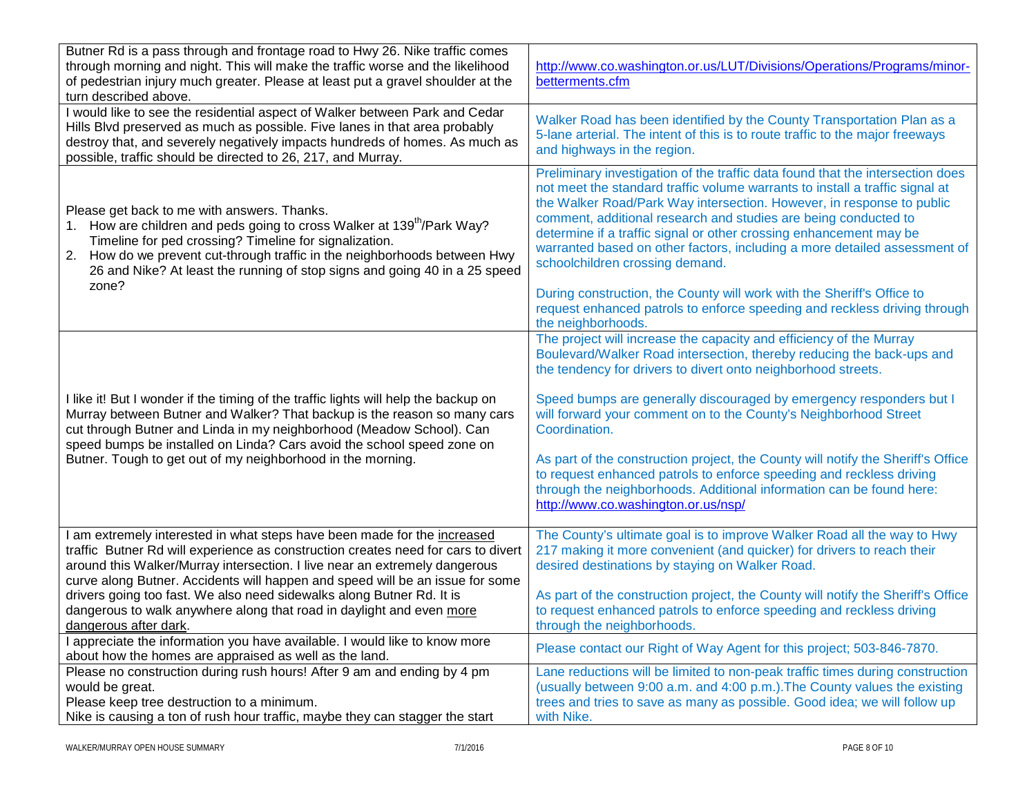| | |
|---|---|
| Butner Rd is a pass through and frontage road to Hwy 26. Nike traffic comes through morning and night. This will make the traffic worse and the likelihood of pedestrian injury much greater. Please at least put a gravel shoulder at the turn described above. | http://www.co.washington.or.us/LUT/Divisions/Operations/Programs/minor-betterments.cfm |
| I would like to see the residential aspect of Walker between Park and Cedar Hills Blvd preserved as much as possible. Five lanes in that area probably destroy that, and severely negatively impacts hundreds of homes. As much as possible, traffic should be directed to 26, 217, and Murray. | Walker Road has been identified by the County Transportation Plan as a 5-lane arterial. The intent of this is to route traffic to the major freeways and highways in the region. |
| Please get back to me with answers. Thanks.<br>1. How are children and peds going to cross Walker at 139th/Park Way? Timeline for ped crossing? Timeline for signalization.<br>2. How do we prevent cut-through traffic in the neighborhoods between Hwy 26 and Nike? At least the running of stop signs and going 40 in a 25 speed zone? | Preliminary investigation of the traffic data found that the intersection does not meet the standard traffic volume warrants to install a traffic signal at the Walker Road/Park Way intersection. However, in response to public comment, additional research and studies are being conducted to determine if a traffic signal or other crossing enhancement may be warranted based on other factors, including a more detailed assessment of schoolchildren crossing demand.<br><br>During construction, the County will work with the Sheriff's Office to request enhanced patrols to enforce speeding and reckless driving through the neighborhoods. |
| I like it! But I wonder if the timing of the traffic lights will help the backup on Murray between Butner and Walker? That backup is the reason so many cars cut through Butner and Linda in my neighborhood (Meadow School). Can speed bumps be installed on Linda? Cars avoid the school speed zone on Butner. Tough to get out of my neighborhood in the morning. | The project will increase the capacity and efficiency of the Murray Boulevard/Walker Road intersection, thereby reducing the back-ups and the tendency for drivers to divert onto neighborhood streets.<br><br>Speed bumps are generally discouraged by emergency responders but I will forward your comment on to the County's Neighborhood Street Coordination.<br><br>As part of the construction project, the County will notify the Sheriff's Office to request enhanced patrols to enforce speeding and reckless driving through the neighborhoods. Additional information can be found here: http://www.co.washington.or.us/nsp/ |
| I am extremely interested in what steps have been made for the increased traffic Butner Rd will experience as construction creates need for cars to divert around this Walker/Murray intersection. I live near an extremely dangerous curve along Butner. Accidents will happen and speed will be an issue for some drivers going too fast. We also need sidewalks along Butner Rd. It is dangerous to walk anywhere along that road in daylight and even more dangerous after dark. | The County's ultimate goal is to improve Walker Road all the way to Hwy 217 making it more convenient (and quicker) for drivers to reach their desired destinations by staying on Walker Road.<br><br>As part of the construction project, the County will notify the Sheriff's Office to request enhanced patrols to enforce speeding and reckless driving through the neighborhoods. |
| I appreciate the information you have available. I would like to know more about how the homes are appraised as well as the land. | Please contact our Right of Way Agent for this project; 503-846-7870. |
| Please no construction during rush hours! After 9 am and ending by 4 pm would be great.<br>Please keep tree destruction to a minimum.<br>Nike is causing a ton of rush hour traffic, maybe they can stagger the start | Lane reductions will be limited to non-peak traffic times during construction (usually between 9:00 a.m. and 4:00 p.m.).The County values the existing trees and tries to save as many as possible. Good idea; we will follow up with Nike. |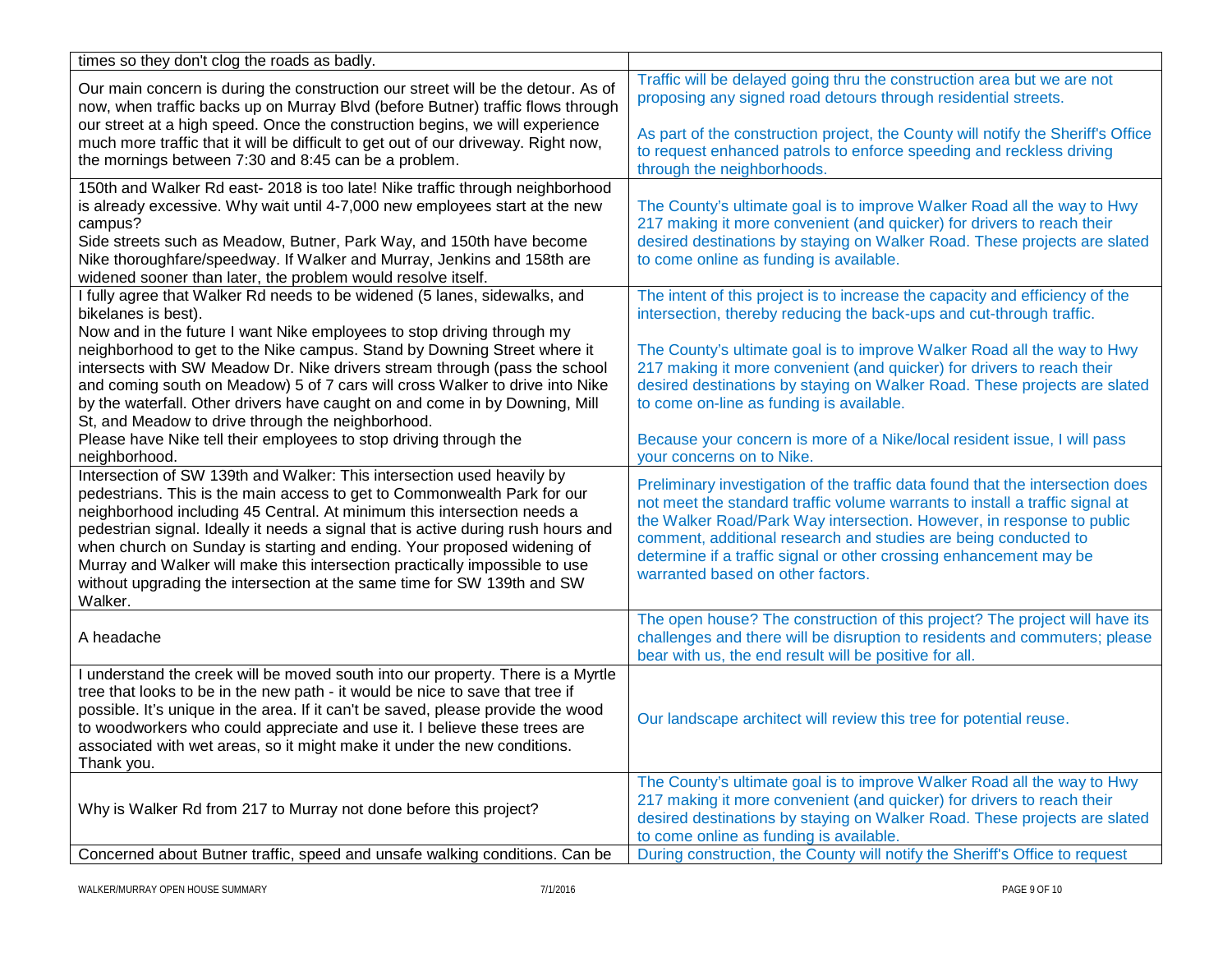| | |
|---|---|
| times so they don't clog the roads as badly. | |
| Our main concern is during the construction our street will be the detour. As of now, when traffic backs up on Murray Blvd (before Butner) traffic flows through our street at a high speed. Once the construction begins, we will experience much more traffic that it will be difficult to get out of our driveway. Right now, the mornings between 7:30 and 8:45 can be a problem. | Traffic will be delayed going thru the construction area but we are not proposing any signed road detours through residential streets.<br><br>As part of the construction project, the County will notify the Sheriff's Office to request enhanced patrols to enforce speeding and reckless driving through the neighborhoods. |
| 150th and Walker Rd east- 2018 is too late! Nike traffic through neighborhood is already excessive. Why wait until 4-7,000 new employees start at the new campus?<br>Side streets such as Meadow, Butner, Park Way, and 150th have become Nike thoroughfare/speedway. If Walker and Murray, Jenkins and 158th are widened sooner than later, the problem would resolve itself. | The County's ultimate goal is to improve Walker Road all the way to Hwy 217 making it more convenient (and quicker) for drivers to reach their desired destinations by staying on Walker Road. These projects are slated to come online as funding is available. |
| I fully agree that Walker Rd needs to be widened (5 lanes, sidewalks, and bikelanes is best).<br>Now and in the future I want Nike employees to stop driving through my neighborhood to get to the Nike campus. Stand by Downing Street where it intersects with SW Meadow Dr. Nike drivers stream through (pass the school and coming south on Meadow) 5 of 7 cars will cross Walker to drive into Nike by the waterfall. Other drivers have caught on and come in by Downing, Mill St, and Meadow to drive through the neighborhood.<br>Please have Nike tell their employees to stop driving through the neighborhood. | The intent of this project is to increase the capacity and efficiency of the intersection, thereby reducing the back-ups and cut-through traffic.<br><br>The County's ultimate goal is to improve Walker Road all the way to Hwy 217 making it more convenient (and quicker) for drivers to reach their desired destinations by staying on Walker Road. These projects are slated to come on-line as funding is available.<br><br>Because your concern is more of a Nike/local resident issue, I will pass your concerns on to Nike. |
| Intersection of SW 139th and Walker: This intersection used heavily by pedestrians. This is the main access to get to Commonwealth Park for our neighborhood including 45 Central. At minimum this intersection needs a pedestrian signal. Ideally it needs a signal that is active during rush hours and when church on Sunday is starting and ending. Your proposed widening of Murray and Walker will make this intersection practically impossible to use without upgrading the intersection at the same time for SW 139th and SW Walker. | Preliminary investigation of the traffic data found that the intersection does not meet the standard traffic volume warrants to install a traffic signal at the Walker Road/Park Way intersection. However, in response to public comment, additional research and studies are being conducted to determine if a traffic signal or other crossing enhancement may be warranted based on other factors. |
| A headache | The open house? The construction of this project? The project will have its challenges and there will be disruption to residents and commuters; please bear with us, the end result will be positive for all. |
| I understand the creek will be moved south into our property. There is a Myrtle tree that looks to be in the new path - it would be nice to save that tree if possible. It's unique in the area. If it can't be saved, please provide the wood to woodworkers who could appreciate and use it. I believe these trees are associated with wet areas, so it might make it under the new conditions. Thank you. | Our landscape architect will review this tree for potential reuse. |
| Why is Walker Rd from 217 to Murray not done before this project? | The County's ultimate goal is to improve Walker Road all the way to Hwy 217 making it more convenient (and quicker) for drivers to reach their desired destinations by staying on Walker Road. These projects are slated to come online as funding is available. |
| Concerned about Butner traffic, speed and unsafe walking conditions. Can be | During construction, the County will notify the Sheriff's Office to request |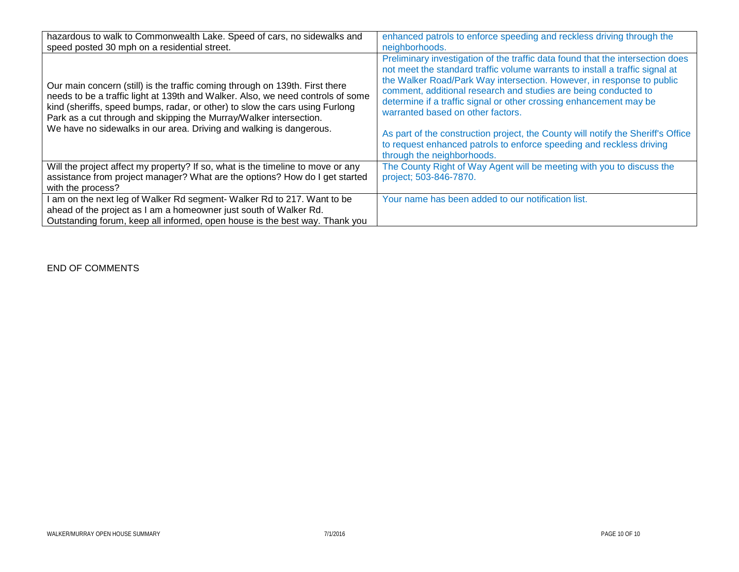| | |
|---|---|
| hazardous to walk to Commonwealth Lake. Speed of cars, no sidewalks and speed posted 30 mph on a residential street. | enhanced patrols to enforce speeding and reckless driving through the neighborhoods. |
| Our main concern (still) is the traffic coming through on 139th. First there needs to be a traffic light at 139th and Walker. Also, we need controls of some kind (sheriffs, speed bumps, radar, or other) to slow the cars using Furlong Park as a cut through and skipping the Murray/Walker intersection. We have no sidewalks in our area. Driving and walking is dangerous. | Preliminary investigation of the traffic data found that the intersection does not meet the standard traffic volume warrants to install a traffic signal at the Walker Road/Park Way intersection. However, in response to public comment, additional research and studies are being conducted to determine if a traffic signal or other crossing enhancement may be warranted based on other factors.<br><br>As part of the construction project, the County will notify the Sheriff's Office to request enhanced patrols to enforce speeding and reckless driving through the neighborhoods. |
| Will the project affect my property? If so, what is the timeline to move or any assistance from project manager? What are the options? How do I get started with the process? | The County Right of Way Agent will be meeting with you to discuss the project; 503-846-7870. |
| I am on the next leg of Walker Rd segment- Walker Rd to 217. Want to be ahead of the project as I am a homeowner just south of Walker Rd. Outstanding forum, keep all informed, open house is the best way. Thank you | Your name has been added to our notification list. |

END OF COMMENTS